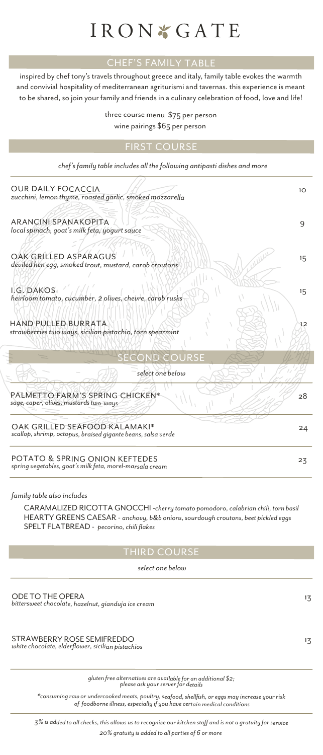# IRON GATE

## CHEF'S FAMILY TABLE

inspired by chef tony's travels throughout greece and italy, family table evokes the warmth and convivial hospitality of mediterranean agriturismi and tavernas. this experience is meant to be shared, so join your family and friends in a culinary celebration of food, love and life!

three course menu $75 per person

wine pairings $65 per person

## FIRST COURSE

*chef's family table includes all the following antipasti dishes and more*

OUR DAILY FOCACCIA — 10
*zucchini, lemon thyme, roasted garlic, smoked mozzarella*

ARANCINI SPANAKOPITA — 9
*local spinach, goat's milk feta, yogurt sauce*

OAK GRILLED ASPARAGUS — 15
*deviled hen egg, smoked trout, mustard, carob croutons*

I.G. DAKOS — 15
*heirloom tomato, cucumber, 2 olives, chevre, carob rusks*

HAND PULLED BURRATA — 12
*strawberries two ways, sicilian pistachio, torn spearmint*

## SECOND COURSE

*select one below*

PALMETTO FARM'S SPRING CHICKEN* — 28
*sage, caper, olives, mustards two ways*

OAK GRILLED SEAFOOD KALAMAKI* — 24
*scallop, shrimp, octopus, braised gigante beans, salsa verde*

POTATO & SPRING ONION KEFTEDES — 23
*spring vegetables, goat's milk feta, morel-marsala cream*

*family table also includes*

CARAMALIZED RICOTTA GNOCCHI - *cherry tomato pomodoro, calabrian chili, torn basil*
HEARTY GREENS CAESAR - *anchovy, b&b onions, sourdough croutons, beet pickled eggs*
SPELT FLATBREAD - *pecorino, chili flakes*

## THIRD COURSE

*select one below*

ODE TO THE OPERA — 13
*bittersweet chocolate, hazelnut, gianduja ice cream*

STRAWBERRY ROSE SEMIFREDDO — 13
*white chocolate, elderflower, sicilian pistachios*

*gluten free alternatives are available for an additional $2; please ask your server for details*

*\*consuming raw or undercooked meats, poultry, seafood, shellfish, or eggs may increase your risk of foodborne illness, especially if you have certain medical conditions*

*3% is added to all checks, this allows us to recognize our kitchen staff and is not a gratuity for service*

*20% gratuity is added to all parties of 6 or more*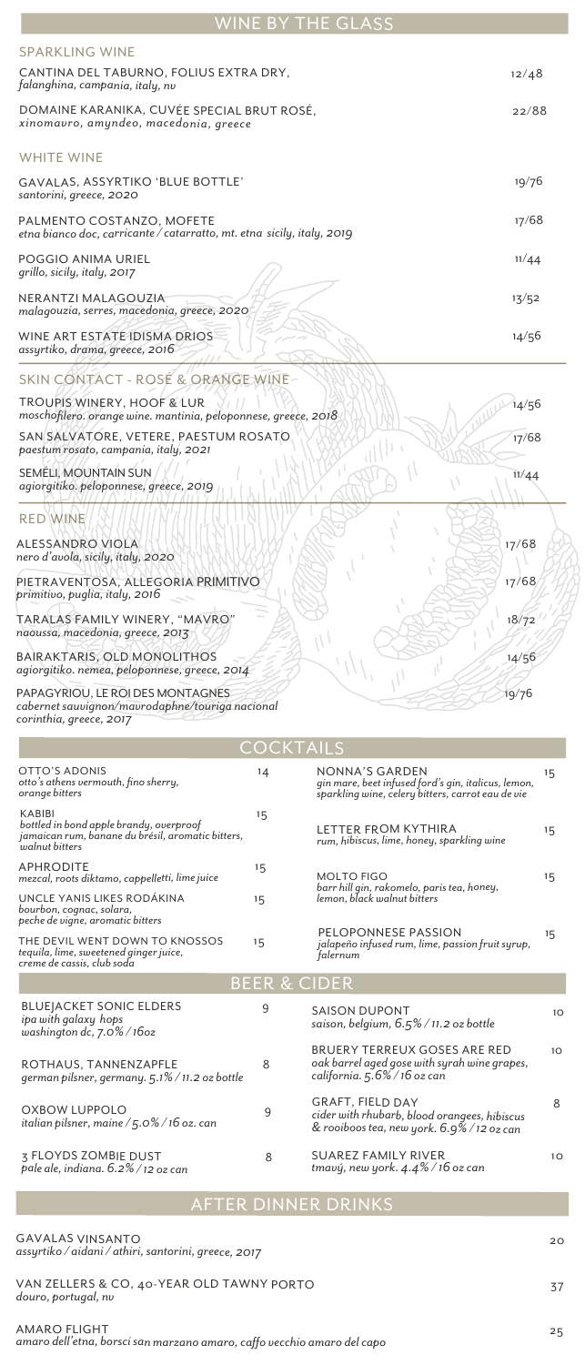# WINE BY THE GLASS

## SPARKLING WINE

CANTINA DEL TABURNO, FOLIUS EXTRA DRY, 12/48
*falanghina, campania, italy, nv*

DOMAINE KARANIKA, CUVÉE SPECIAL BRUT ROSÉ, 22/88
*xinomavro, amyndeo, macedonia, greece*

## WHITE WINE

GAVALAS, ASSYRTIKO 'BLUE BOTTLE' 19/76
*santorini, greece, 2020*

PALMENTO COSTANZO, MOFETE 17/68
*etna bianco doc, carricante / catarratto, mt. etna sicily, italy, 2019*

POGGIO ANIMA URIEL 11/44
*grillo, sicily, italy, 2017*

NERANTZI MALAGOUZIA 13/52
*malagouzia, serres, macedonia, greece, 2020*

WINE ART ESTATE IDISMA DRIOS 14/56
*assyrtiko, drama, greece, 2016*

## SKIN CONTACT - ROSÉ & ORANGE WINE

TROUPIS WINERY, HOOF & LUR 14/56
*moschofilero. orange wine. mantinia, peloponnese, greece, 2018*

SAN SALVATORE, VETERE, PAESTUM ROSATO 17/68
*paestum rosato, campania, italy, 2021*

SEMELI, MOUNTAIN SUN 11/44
*agiorgitiko. peloponnese, greece, 2019*

## RED WINE

ALESSANDRO VIOLA 17/68
*nero d'avola, sicily, italy, 2020*

PIETRAVENTOSA, ALLEGORIA PRIMITIVO 17/68
*primitivo, puglia, italy, 2016*

TARALAS FAMILY WINERY, "MAVRO" 18/72
*naoussa, macedonia, greece, 2013*

BAIRAKTARIS, OLD MONOLITHOS 14/56
*agiorgitiko. nemea, peloponnese, greece, 2014*

PAPAGYRIOU, LE ROI DES MONTAGNES 19/76
*cabernet sauvignon/mavrodaphne/touriga nacional*
*corinthia, greece, 2017*

# COCKTAILS

OTTO'S ADONIS 14
*otto's athens vermouth, fino sherry, orange bitters*

KABIBI 15
*bottled in bond apple brandy, overproof jamaican rum, banane du brésil, aromatic bitters, walnut bitters*

APHRODITE 15
*mezcal, roots diktamo, cappelletti, lime juice*

UNCLE YANIS LIKES RODÁKINA 15
*bourbon, cognac, solara, peche de vigne, aromatic bitters*

THE DEVIL WENT DOWN TO KNOSSOS 15
*tequila, lime, sweetened ginger juice, creme de cassis, club soda*

NONNA'S GARDEN 15
*gin mare, beet infused ford's gin, italicus, lemon, sparkling wine, celery bitters, carrot eau de vie*

LETTER FROM KYTHIRA 15
*rum, hibiscus, lime, honey, sparkling wine*

MOLTO FIGO 15
*barr hill gin, rakomelo, paris tea, honey, lemon, black walnut bitters*

PELOPONNESE PASSION 15
*jalapeño infused rum, lime, passion fruit syrup, falernum*

# BEER & CIDER

BLUEJACKET SONIC ELDERS 9
*ipa with galaxy hops*
*washington dc, 7.0% / 16oz*

ROTHAUS, TANNENZAPFLE 8
*german pilsner, germany. 5.1% / 11.2 oz bottle*

OXBOW LUPPOLO 9
*italian pilsner, maine / 5.0% / 16 oz. can*

3 FLOYDS ZOMBIE DUST 8
*pale ale, indiana. 6.2% / 12 oz can*

SAISON DUPONT 10
*saison, belgium, 6.5% / 11.2 oz bottle*

BRUERY TERREUX GOSES ARE RED 10
*oak barrel aged gose with syrah wine grapes, california. 5.6% / 16 oz can*

GRAFT, FIELD DAY 8
*cider with rhubarb, blood orangees, hibiscus & rooiboos tea, new york. 6.9% / 12 oz can*

SUAREZ FAMILY RIVER 10
*tmavý, new york. 4.4% / 16 oz can*

# AFTER DINNER DRINKS

GAVALAS VINSANTO 20
*assyrtiko / aidani / athiri, santorini, greece, 2017*

VAN ZELLERS & CO, 40-YEAR OLD TAWNY PORTO 37
*douro, portugal, nv*

AMARO FLIGHT 25
*amaro dell'etna, borsci san marzano amaro, caffo vecchio amaro del capo*